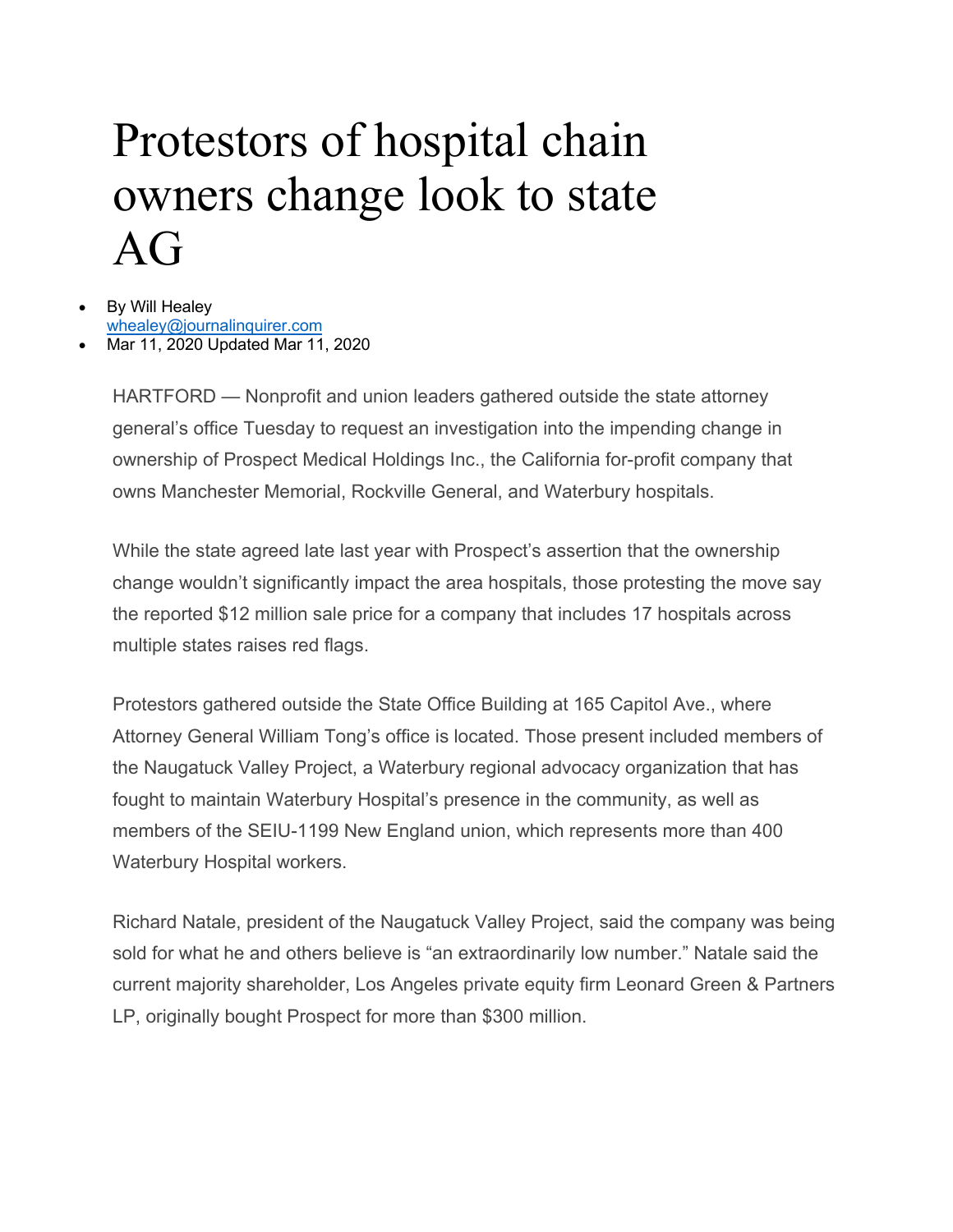# Protestors of hospital chain owners change look to state AG

- By Will Healey
  whealey@journalinquirer.com
- Mar 11, 2020 Updated Mar 11, 2020

HARTFORD — Nonprofit and union leaders gathered outside the state attorney general's office Tuesday to request an investigation into the impending change in ownership of Prospect Medical Holdings Inc., the California for-profit company that owns Manchester Memorial, Rockville General, and Waterbury hospitals.

While the state agreed late last year with Prospect's assertion that the ownership change wouldn't significantly impact the area hospitals, those protesting the move say the reported $12 million sale price for a company that includes 17 hospitals across multiple states raises red flags.

Protestors gathered outside the State Office Building at 165 Capitol Ave., where Attorney General William Tong's office is located. Those present included members of the Naugatuck Valley Project, a Waterbury regional advocacy organization that has fought to maintain Waterbury Hospital's presence in the community, as well as members of the SEIU-1199 New England union, which represents more than 400 Waterbury Hospital workers.

Richard Natale, president of the Naugatuck Valley Project, said the company was being sold for what he and others believe is "an extraordinarily low number." Natale said the current majority shareholder, Los Angeles private equity firm Leonard Green & Partners LP, originally bought Prospect for more than $300 million.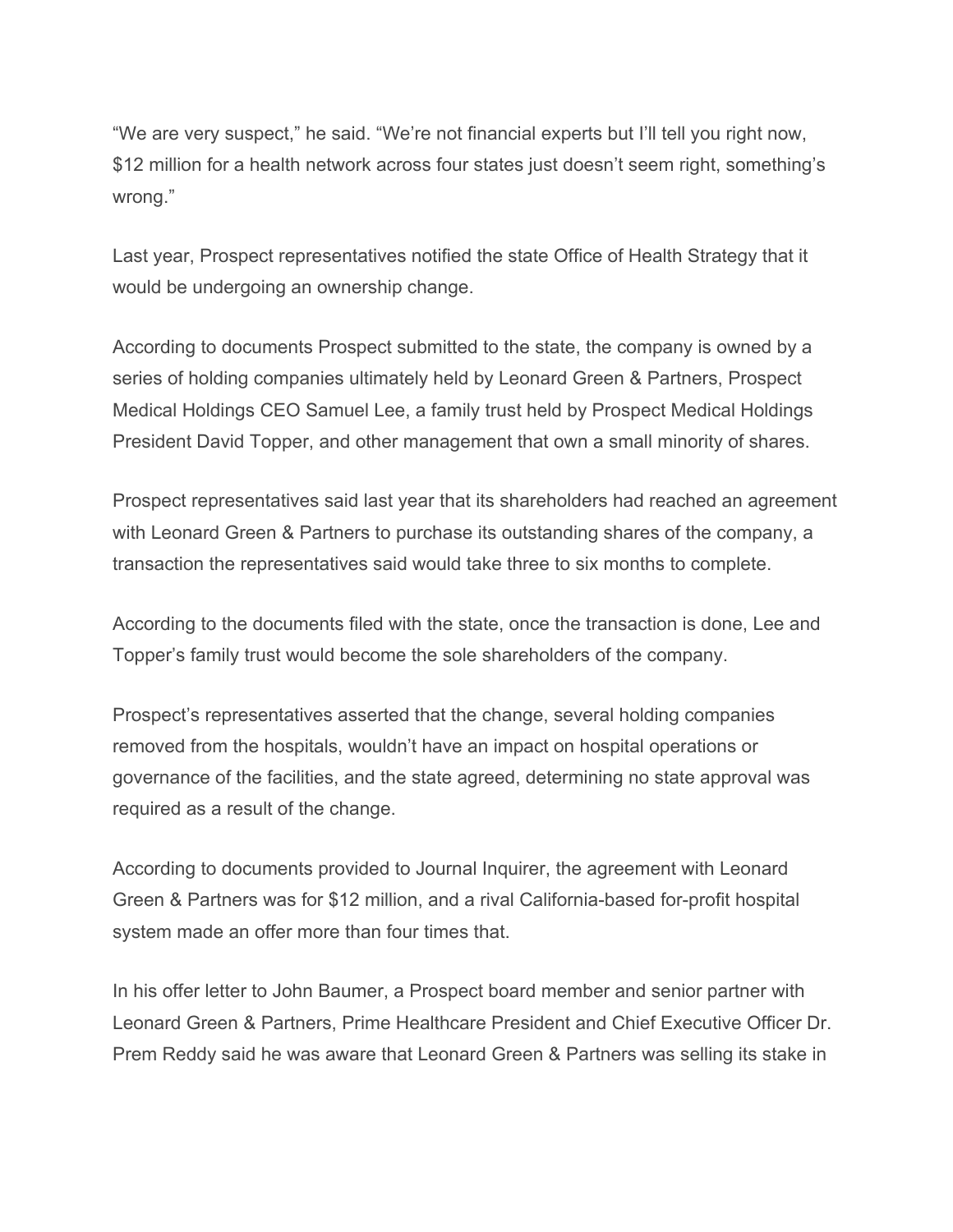"We are very suspect," he said. "We're not financial experts but I'll tell you right now, $12 million for a health network across four states just doesn't seem right, something's wrong."

Last year, Prospect representatives notified the state Office of Health Strategy that it would be undergoing an ownership change.

According to documents Prospect submitted to the state, the company is owned by a series of holding companies ultimately held by Leonard Green & Partners, Prospect Medical Holdings CEO Samuel Lee, a family trust held by Prospect Medical Holdings President David Topper, and other management that own a small minority of shares.

Prospect representatives said last year that its shareholders had reached an agreement with Leonard Green & Partners to purchase its outstanding shares of the company, a transaction the representatives said would take three to six months to complete.

According to the documents filed with the state, once the transaction is done, Lee and Topper's family trust would become the sole shareholders of the company.

Prospect's representatives asserted that the change, several holding companies removed from the hospitals, wouldn't have an impact on hospital operations or governance of the facilities, and the state agreed, determining no state approval was required as a result of the change.

According to documents provided to Journal Inquirer, the agreement with Leonard Green & Partners was for $12 million, and a rival California-based for-profit hospital system made an offer more than four times that.

In his offer letter to John Baumer, a Prospect board member and senior partner with Leonard Green & Partners, Prime Healthcare President and Chief Executive Officer Dr. Prem Reddy said he was aware that Leonard Green & Partners was selling its stake in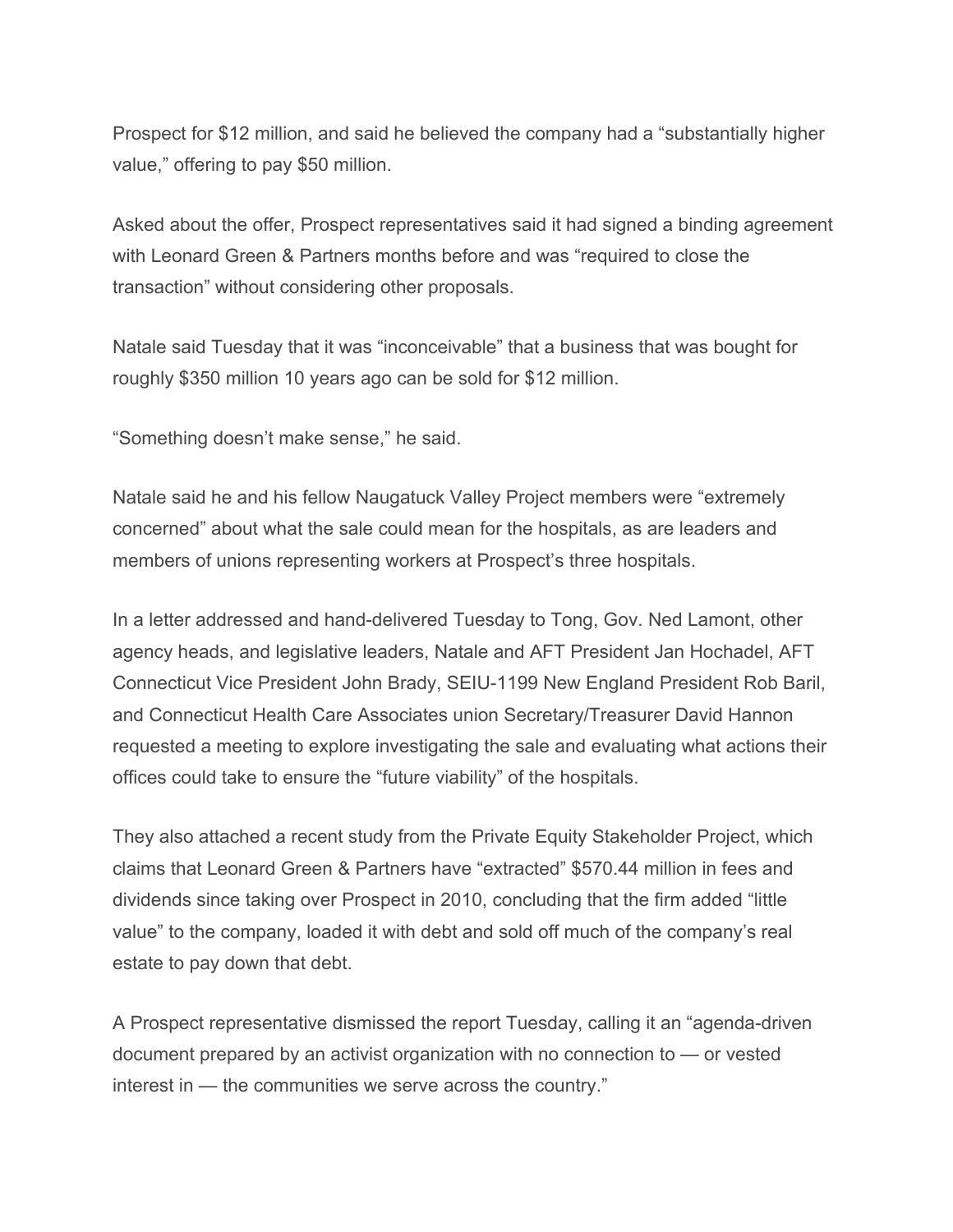Prospect for $12 million, and said he believed the company had a "substantially higher value," offering to pay $50 million.

Asked about the offer, Prospect representatives said it had signed a binding agreement with Leonard Green & Partners months before and was "required to close the transaction" without considering other proposals.

Natale said Tuesday that it was "inconceivable" that a business that was bought for roughly $350 million 10 years ago can be sold for $12 million.

"Something doesn't make sense," he said.

Natale said he and his fellow Naugatuck Valley Project members were "extremely concerned" about what the sale could mean for the hospitals, as are leaders and members of unions representing workers at Prospect's three hospitals.

In a letter addressed and hand-delivered Tuesday to Tong, Gov. Ned Lamont, other agency heads, and legislative leaders, Natale and AFT President Jan Hochadel, AFT Connecticut Vice President John Brady, SEIU-1199 New England President Rob Baril, and Connecticut Health Care Associates union Secretary/Treasurer David Hannon requested a meeting to explore investigating the sale and evaluating what actions their offices could take to ensure the "future viability" of the hospitals.

They also attached a recent study from the Private Equity Stakeholder Project, which claims that Leonard Green & Partners have "extracted" $570.44 million in fees and dividends since taking over Prospect in 2010, concluding that the firm added "little value" to the company, loaded it with debt and sold off much of the company's real estate to pay down that debt.

A Prospect representative dismissed the report Tuesday, calling it an "agenda-driven document prepared by an activist organization with no connection to — or vested interest in — the communities we serve across the country."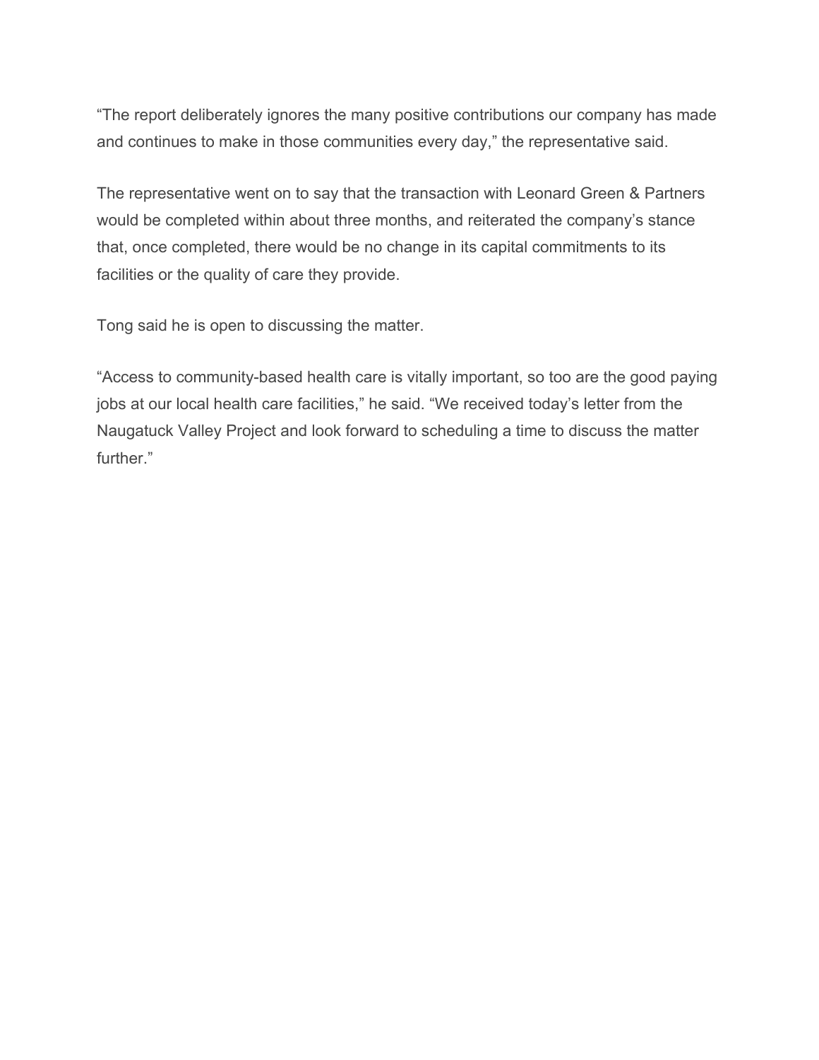“The report deliberately ignores the many positive contributions our company has made and continues to make in those communities every day,” the representative said.

The representative went on to say that the transaction with Leonard Green & Partners would be completed within about three months, and reiterated the company’s stance that, once completed, there would be no change in its capital commitments to its facilities or the quality of care they provide.

Tong said he is open to discussing the matter.

“Access to community-based health care is vitally important, so too are the good paying jobs at our local health care facilities,” he said. “We received today’s letter from the Naugatuck Valley Project and look forward to scheduling a time to discuss the matter further.”